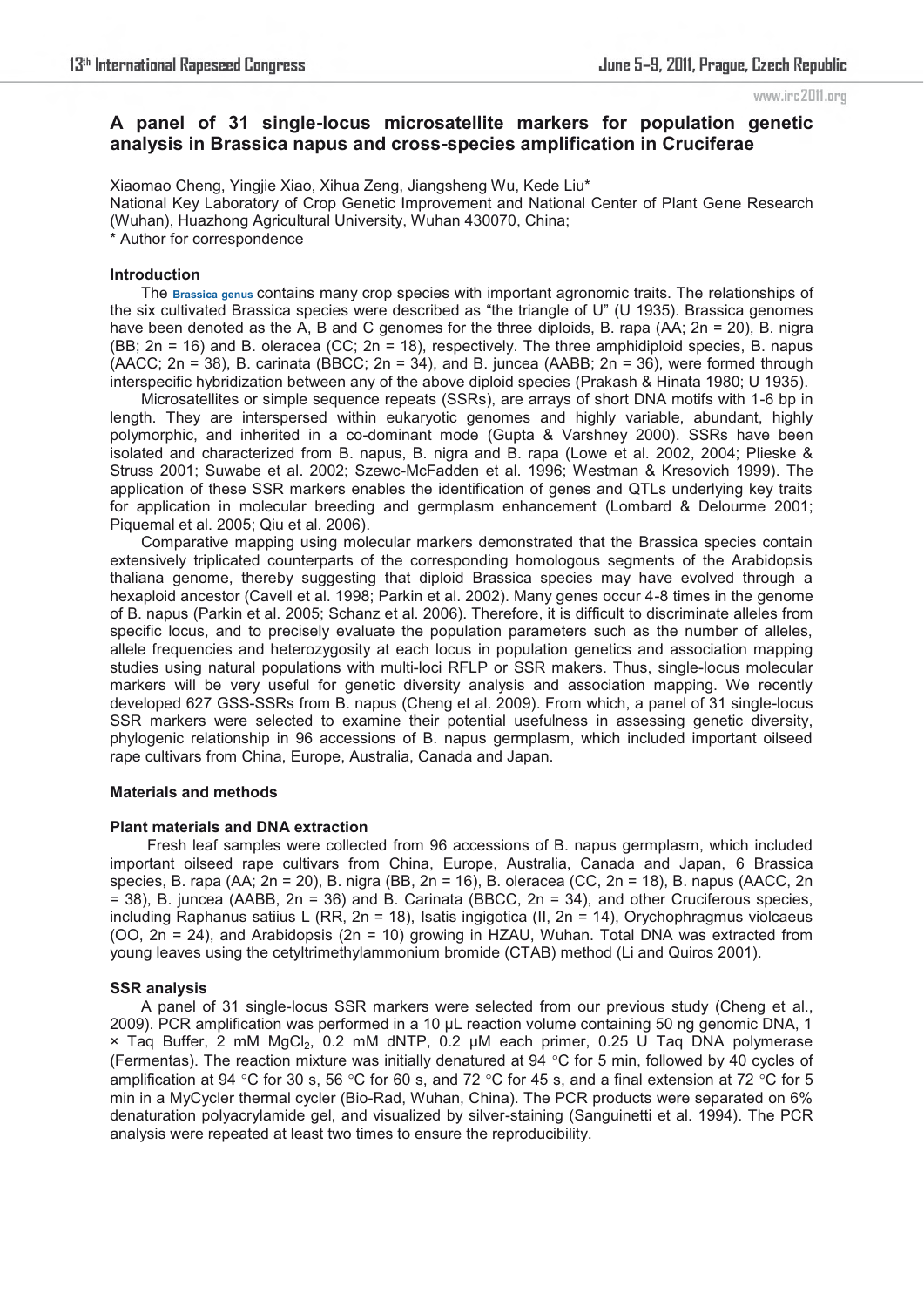# A panel of 31 single-locus microsatellite markers for population genetic analysis in Brassica napus and cross-species amplification in Cruciferae

Xiaomao Cheng, Yingjie Xiao, Xihua Zeng, Jiangsheng Wu, Kede Liu*

National Key Laboratory of Crop Genetic Improvement and National Center of Plant Gene Research (Wuhan), Huazhong Agricultural University, Wuhan 430070, China;

* Author for correspondence

## Introduction

The Brassica genus contains many crop species with important agronomic traits. The relationships of the six cultivated Brassica species were described as "the triangle of U" (U 1935). Brassica genomes have been denoted as the A, B and C genomes for the three diploids, B. rapa (AA; 2n = 20), B. nigra (BB; 2n = 16) and B. oleracea (CC; 2n = 18), respectively. The three amphidiploid species, B. napus (AACC; 2n = 38), B. carinata (BBCC; 2n = 34), and B. juncea (AABB; 2n = 36), were formed through interspecific hybridization between any of the above diploid species (Prakash & Hinata 1980; U 1935).

Microsatellites or simple sequence repeats (SSRs), are arrays of short DNA motifs with 1-6 bp in length. They are interspersed within eukaryotic genomes and highly variable, abundant, highly polymorphic, and inherited in a co-dominant mode (Gupta & Varshney 2000). SSRs have been isolated and characterized from B. napus, B. nigra and B. rapa (Lowe et al. 2002, 2004; Plieske & Struss 2001; Suwabe et al. 2002; Szewc-McFadden et al. 1996; Westman & Kresovich 1999). The application of these SSR markers enables the identification of genes and QTLs underlying key traits for application in molecular breeding and germplasm enhancement (Lombard & Delourme 2001; Piquemal et al. 2005; Qiu et al. 2006).

Comparative mapping using molecular markers demonstrated that the Brassica species contain extensively triplicated counterparts of the corresponding homologous segments of the Arabidopsis thaliana genome, thereby suggesting that diploid Brassica species may have evolved through a hexaploid ancestor (Cavell et al. 1998; Parkin et al. 2002). Many genes occur 4-8 times in the genome of B. napus (Parkin et al. 2005; Schanz et al. 2006). Therefore, it is difficult to discriminate alleles from specific locus, and to precisely evaluate the population parameters such as the number of alleles, allele frequencies and heterozygosity at each locus in population genetics and association mapping studies using natural populations with multi-loci RFLP or SSR makers. Thus, single-locus molecular markers will be very useful for genetic diversity analysis and association mapping. We recently developed 627 GSS-SSRs from B. napus (Cheng et al. 2009). From which, a panel of 31 single-locus SSR markers were selected to examine their potential usefulness in assessing genetic diversity, phylogenic relationship in 96 accessions of B. napus germplasm, which included important oilseed rape cultivars from China, Europe, Australia, Canada and Japan.

## Materials and methods

### Plant materials and DNA extraction

Fresh leaf samples were collected from 96 accessions of B. napus germplasm, which included important oilseed rape cultivars from China, Europe, Australia, Canada and Japan, 6 Brassica species, B. rapa (AA; 2n = 20), B. nigra (BB, 2n = 16), B. oleracea (CC, 2n = 18), B. napus (AACC, 2n = 38), B. juncea (AABB, 2n = 36) and B. Carinata (BBCC, 2n = 34), and other Cruciferous species, including Raphanus satiius L (RR, 2n = 18), Isatis ingigotica (II, 2n = 14), Orychophragmus violcaeus (OO, 2n = 24), and Arabidopsis (2n = 10) growing in HZAU, Wuhan. Total DNA was extracted from young leaves using the cetyltrimethylammonium bromide (CTAB) method (Li and Quiros 2001).

### SSR analysis

A panel of 31 single-locus SSR markers were selected from our previous study (Cheng et al., 2009). PCR amplification was performed in a 10 μL reaction volume containing 50 ng genomic DNA, 1 × Taq Buffer, 2 mM $MgCl_2$, 0.2 mM dNTP, 0.2 μM each primer, 0.25 U Taq DNA polymerase (Fermentas). The reaction mixture was initially denatured at 94 °C for 5 min, followed by 40 cycles of amplification at 94 °C for 30 s, 56 °C for 60 s, and 72 °C for 45 s, and a final extension at 72 °C for 5 min in a MyCycler thermal cycler (Bio-Rad, Wuhan, China). The PCR products were separated on 6% denaturation polyacrylamide gel, and visualized by silver-staining (Sanguinetti et al. 1994). The PCR analysis were repeated at least two times to ensure the reproducibility.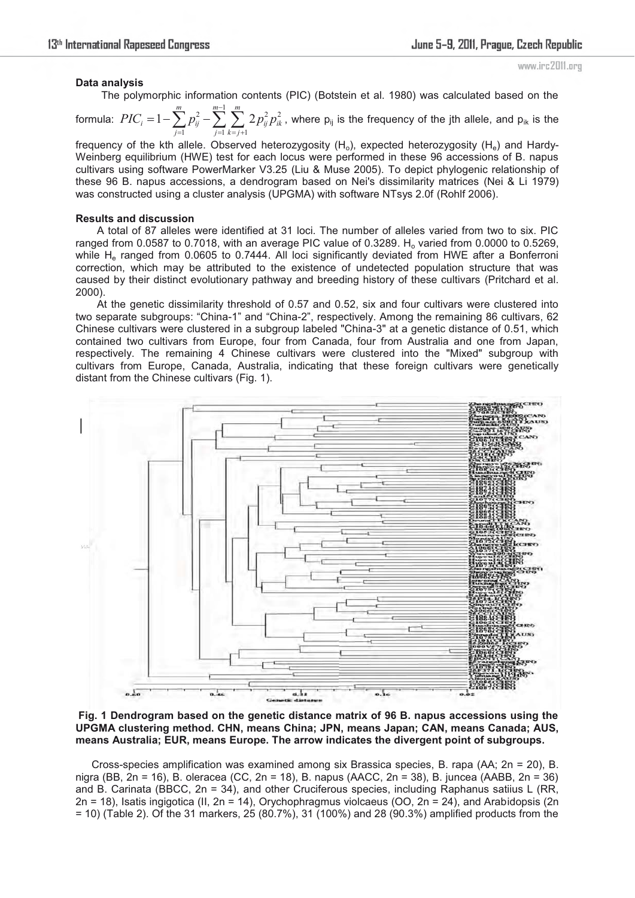**Data analysis**

The polymorphic information contents (PIC) (Botstein et al. 1980) was calculated based on the formula: $PIC_i = 1 - \sum_{j=1}^{m} p_{ij}^2 - \sum_{j=1}^{m-1} \sum_{k=j+1}^{m} 2p_{ij}^2 p_{ik}^2$, where $p_{ij}$ is the frequency of the jth allele, and $p_{ik}$ is the frequency of the kth allele. Observed heterozygosity ($H_o$), expected heterozygosity ($H_e$) and Hardy-Weinberg equilibrium (HWE) test for each locus were performed in these 96 accessions of B. napus cultivars using software PowerMarker V3.25 (Liu & Muse 2005). To depict phylogenic relationship of these 96 B. napus accessions, a dendrogram based on Nei's dissimilarity matrices (Nei & Li 1979) was constructed using a cluster analysis (UPGMA) with software NTsys 2.0f (Rohlf 2006).

**Results and discussion**

A total of 87 alleles were identified at 31 loci. The number of alleles varied from two to six. PIC ranged from 0.0587 to 0.7018, with an average PIC value of 0.3289. $H_o$ varied from 0.0000 to 0.5269, while $H_e$ ranged from 0.0605 to 0.7444. All loci significantly deviated from HWE after a Bonferroni correction, which may be attributed to the existence of undetected population structure that was caused by their distinct evolutionary pathway and breeding history of these cultivars (Pritchard et al. 2000).

At the genetic dissimilarity threshold of 0.57 and 0.52, six and four cultivars were clustered into two separate subgroups: "China-1" and "China-2", respectively. Among the remaining 86 cultivars, 62 Chinese cultivars were clustered in a subgroup labeled "China-3" at a genetic distance of 0.51, which contained two cultivars from Europe, four from Canada, four from Australia and one from Japan, respectively. The remaining 4 Chinese cultivars were clustered into the "Mixed" subgroup with cultivars from Europe, Canada, Australia, indicating that these foreign cultivars were genetically distant from the Chinese cultivars (Fig. 1).

**Fig. 1 Dendrogram based on the genetic distance matrix of 96 B. napus accessions using the UPGMA clustering method. CHN, means China; JPN, means Japan; CAN, means Canada; AUS, means Australia; EUR, means Europe. The arrow indicates the divergent point of subgroups.**

Cross-species amplification was examined among six Brassica species, B. rapa (AA; 2n = 20), B. nigra (BB, 2n = 16), B. oleracea (CC, 2n = 18), B. napus (AACC, 2n = 38), B. juncea (AABB, 2n = 36) and B. Carinata (BBCC, 2n = 34), and other Cruciferous species, including Raphanus satiius L (RR, 2n = 18), Isatis ingigotica (II, 2n = 14), Orychophragmus violcaeus (OO, 2n = 24), and Arabidopsis (2n = 10) (Table 2). Of the 31 markers, 25 (80.7%), 31 (100%) and 28 (90.3%) amplified products from the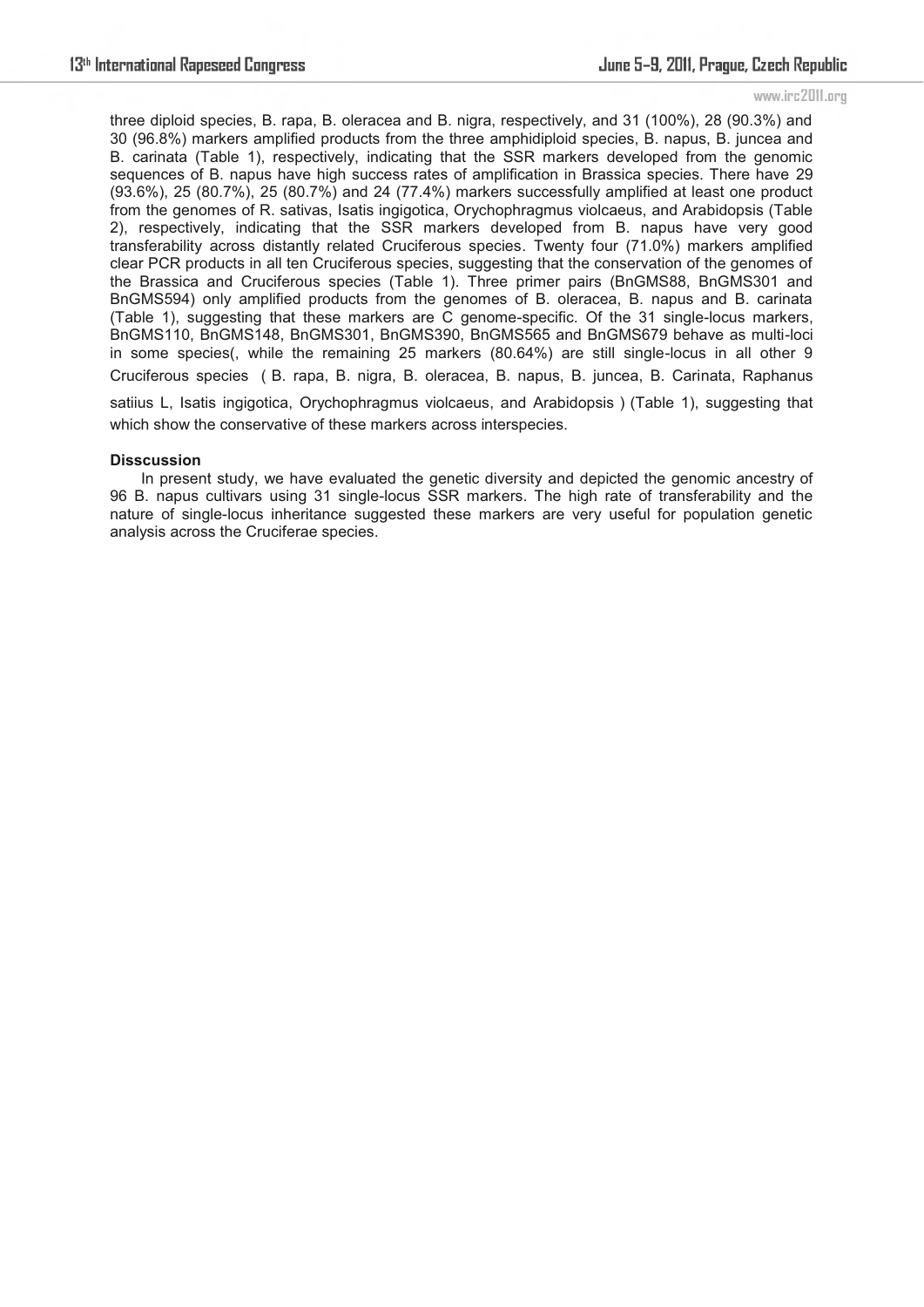three diploid species, B. rapa, B. oleracea and B. nigra, respectively, and 31 (100%), 28 (90.3%) and 30 (96.8%) markers amplified products from the three amphidiploid species, B. napus, B. juncea and B. carinata (Table 1), respectively, indicating that the SSR markers developed from the genomic sequences of B. napus have high success rates of amplification in Brassica species. There have 29 (93.6%), 25 (80.7%), 25 (80.7%) and 24 (77.4%) markers successfully amplified at least one product from the genomes of R. sativas, Isatis ingigotica, Orychophragmus violcaeus, and Arabidopsis (Table 2), respectively, indicating that the SSR markers developed from B. napus have very good transferability across distantly related Cruciferous species. Twenty four (71.0%) markers amplified clear PCR products in all ten Cruciferous species, suggesting that the conservation of the genomes of the Brassica and Cruciferous species (Table 1). Three primer pairs (BnGMS88, BnGMS301 and BnGMS594) only amplified products from the genomes of B. oleracea, B. napus and B. carinata (Table 1), suggesting that these markers are C genome-specific. Of the 31 single-locus markers, BnGMS110, BnGMS148, BnGMS301, BnGMS390, BnGMS565 and BnGMS679 behave as multi-loci in some species(, while the remaining 25 markers (80.64%) are still single-locus in all other 9 Cruciferous species ( B. rapa, B. nigra, B. oleracea, B. napus, B. juncea, B. Carinata, Raphanus satiius L, Isatis ingigotica, Orychophragmus violcaeus, and Arabidopsis ) (Table 1), suggesting that which show the conservative of these markers across interspecies.

**Disscussion**

In present study, we have evaluated the genetic diversity and depicted the genomic ancestry of 96 B. napus cultivars using 31 single-locus SSR markers. The high rate of transferability and the nature of single-locus inheritance suggested these markers are very useful for population genetic analysis across the Cruciferae species.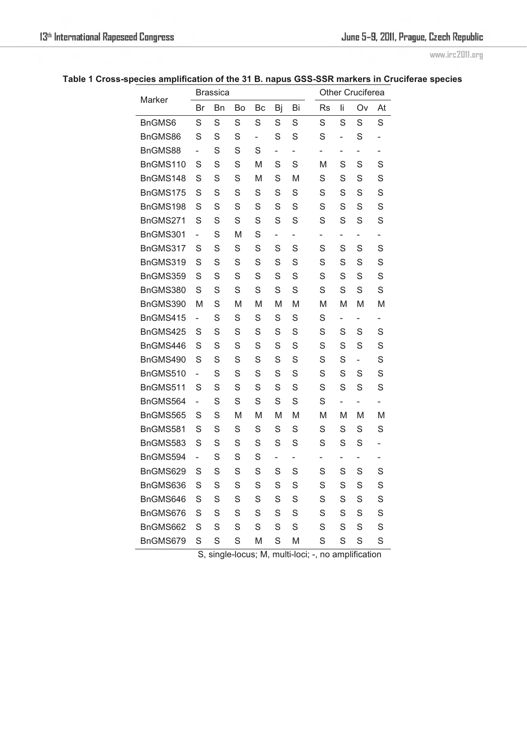**Table 1 Cross-species amplification of the 31 B. napus GSS-SSR markers in Cruciferae species**

| Marker | Brassica | | | | | | Other Cruciferea | | | |
|---|---|---|---|---|---|---|---|---|---|---|
| | Br | Bn | Bo | Bc | Bj | Bi | Rs | Ii | Ov | At |
| BnGMS6 | S | S | S | S | S | S | S | S | S | S |
| BnGMS86 | S | S | S | - | S | S | S | - | S | - |
| BnGMS88 | - | S | S | S | - | - | - | - | - | - |
| BnGMS110 | S | S | S | M | S | S | M | S | S | S |
| BnGMS148 | S | S | S | M | S | M | S | S | S | S |
| BnGMS175 | S | S | S | S | S | S | S | S | S | S |
| BnGMS198 | S | S | S | S | S | S | S | S | S | S |
| BnGMS271 | S | S | S | S | S | S | S | S | S | S |
| BnGMS301 | - | S | M | S | - | - | - | - | - | - |
| BnGMS317 | S | S | S | S | S | S | S | S | S | S |
| BnGMS319 | S | S | S | S | S | S | S | S | S | S |
| BnGMS359 | S | S | S | S | S | S | S | S | S | S |
| BnGMS380 | S | S | S | S | S | S | S | S | S | S |
| BnGMS390 | M | S | M | M | M | M | M | M | M | M |
| BnGMS415 | - | S | S | S | S | S | S | - | - | - |
| BnGMS425 | S | S | S | S | S | S | S | S | S | S |
| BnGMS446 | S | S | S | S | S | S | S | S | S | S |
| BnGMS490 | S | S | S | S | S | S | S | S | - | S |
| BnGMS510 | - | S | S | S | S | S | S | S | S | S |
| BnGMS511 | S | S | S | S | S | S | S | S | S | S |
| BnGMS564 | - | S | S | S | S | S | S | - | - | - |
| BnGMS565 | S | S | M | M | M | M | M | M | M | M |
| BnGMS581 | S | S | S | S | S | S | S | S | S | S |
| BnGMS583 | S | S | S | S | S | S | S | S | S | - |
| BnGMS594 | - | S | S | S | - | - | - | - | - | - |
| BnGMS629 | S | S | S | S | S | S | S | S | S | S |
| BnGMS636 | S | S | S | S | S | S | S | S | S | S |
| BnGMS646 | S | S | S | S | S | S | S | S | S | S |
| BnGMS676 | S | S | S | S | S | S | S | S | S | S |
| BnGMS662 | S | S | S | S | S | S | S | S | S | S |
| BnGMS679 | S | S | S | M | S | M | S | S | S | S |

S, single-locus; M, multi-loci; -, no amplification